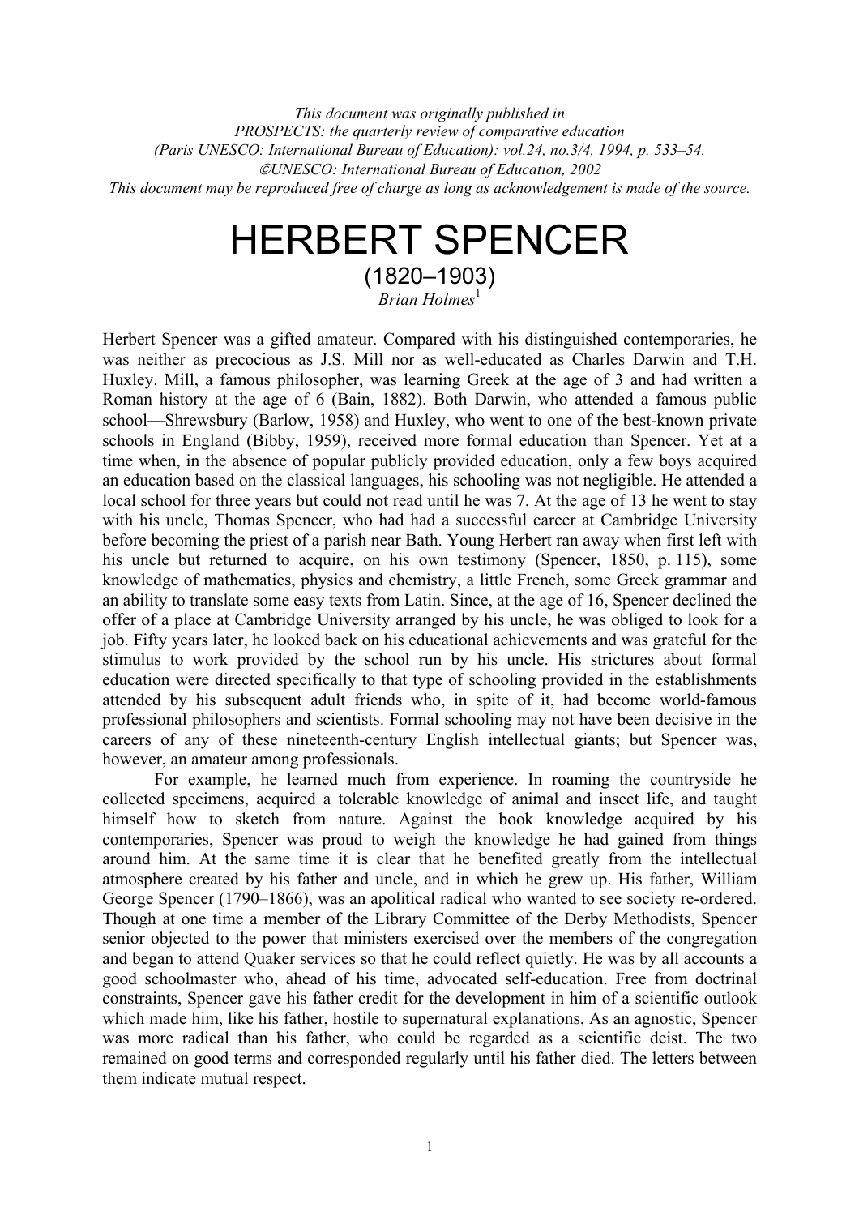*This document was originally published in*
*PROSPECTS: the quarterly review of comparative education*
*(Paris UNESCO: International Bureau of Education): vol.24, no.3/4, 1994, p. 533–54.*
*©UNESCO: International Bureau of Education, 2002*
*This document may be reproduced free of charge as long as acknowledgement is made of the source.*

# HERBERT SPENCER

## (1820–1903)

*Brian Holmes*[1]

Herbert Spencer was a gifted amateur. Compared with his distinguished contemporaries, he was neither as precocious as J.S. Mill nor as well-educated as Charles Darwin and T.H. Huxley. Mill, a famous philosopher, was learning Greek at the age of 3 and had written a Roman history at the age of 6 (Bain, 1882). Both Darwin, who attended a famous public school—Shrewsbury (Barlow, 1958) and Huxley, who went to one of the best-known private schools in England (Bibby, 1959), received more formal education than Spencer. Yet at a time when, in the absence of popular publicly provided education, only a few boys acquired an education based on the classical languages, his schooling was not negligible. He attended a local school for three years but could not read until he was 7. At the age of 13 he went to stay with his uncle, Thomas Spencer, who had had a successful career at Cambridge University before becoming the priest of a parish near Bath. Young Herbert ran away when first left with his uncle but returned to acquire, on his own testimony (Spencer, 1850, p. 115), some knowledge of mathematics, physics and chemistry, a little French, some Greek grammar and an ability to translate some easy texts from Latin. Since, at the age of 16, Spencer declined the offer of a place at Cambridge University arranged by his uncle, he was obliged to look for a job. Fifty years later, he looked back on his educational achievements and was grateful for the stimulus to work provided by the school run by his uncle. His strictures about formal education were directed specifically to that type of schooling provided in the establishments attended by his subsequent adult friends who, in spite of it, had become world-famous professional philosophers and scientists. Formal schooling may not have been decisive in the careers of any of these nineteenth-century English intellectual giants; but Spencer was, however, an amateur among professionals.

For example, he learned much from experience. In roaming the countryside he collected specimens, acquired a tolerable knowledge of animal and insect life, and taught himself how to sketch from nature. Against the book knowledge acquired by his contemporaries, Spencer was proud to weigh the knowledge he had gained from things around him. At the same time it is clear that he benefited greatly from the intellectual atmosphere created by his father and uncle, and in which he grew up. His father, William George Spencer (1790–1866), was an apolitical radical who wanted to see society re-ordered. Though at one time a member of the Library Committee of the Derby Methodists, Spencer senior objected to the power that ministers exercised over the members of the congregation and began to attend Quaker services so that he could reflect quietly. He was by all accounts a good schoolmaster who, ahead of his time, advocated self-education. Free from doctrinal constraints, Spencer gave his father credit for the development in him of a scientific outlook which made him, like his father, hostile to supernatural explanations. As an agnostic, Spencer was more radical than his father, who could be regarded as a scientific deist. The two remained on good terms and corresponded regularly until his father died. The letters between them indicate mutual respect.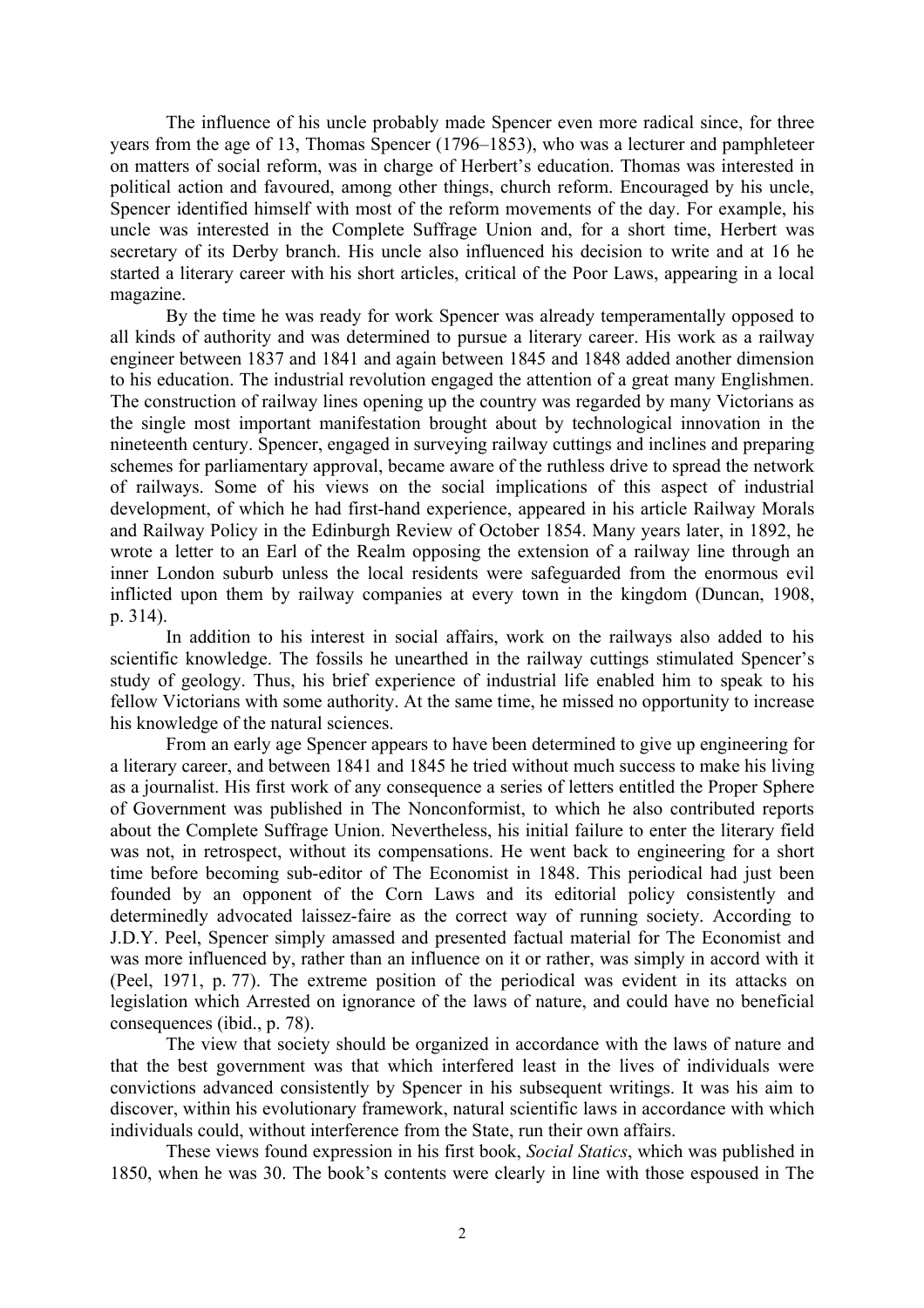The influence of his uncle probably made Spencer even more radical since, for three years from the age of 13, Thomas Spencer (1796–1853), who was a lecturer and pamphleteer on matters of social reform, was in charge of Herbert's education. Thomas was interested in political action and favoured, among other things, church reform. Encouraged by his uncle, Spencer identified himself with most of the reform movements of the day. For example, his uncle was interested in the Complete Suffrage Union and, for a short time, Herbert was secretary of its Derby branch. His uncle also influenced his decision to write and at 16 he started a literary career with his short articles, critical of the Poor Laws, appearing in a local magazine.

By the time he was ready for work Spencer was already temperamentally opposed to all kinds of authority and was determined to pursue a literary career. His work as a railway engineer between 1837 and 1841 and again between 1845 and 1848 added another dimension to his education. The industrial revolution engaged the attention of a great many Englishmen. The construction of railway lines opening up the country was regarded by many Victorians as the single most important manifestation brought about by technological innovation in the nineteenth century. Spencer, engaged in surveying railway cuttings and inclines and preparing schemes for parliamentary approval, became aware of the ruthless drive to spread the network of railways. Some of his views on the social implications of this aspect of industrial development, of which he had first-hand experience, appeared in his article Railway Morals and Railway Policy in the Edinburgh Review of October 1854. Many years later, in 1892, he wrote a letter to an Earl of the Realm opposing the extension of a railway line through an inner London suburb unless the local residents were safeguarded from the enormous evil inflicted upon them by railway companies at every town in the kingdom (Duncan, 1908, p. 314).

In addition to his interest in social affairs, work on the railways also added to his scientific knowledge. The fossils he unearthed in the railway cuttings stimulated Spencer's study of geology. Thus, his brief experience of industrial life enabled him to speak to his fellow Victorians with some authority. At the same time, he missed no opportunity to increase his knowledge of the natural sciences.

From an early age Spencer appears to have been determined to give up engineering for a literary career, and between 1841 and 1845 he tried without much success to make his living as a journalist. His first work of any consequence a series of letters entitled the Proper Sphere of Government was published in The Nonconformist, to which he also contributed reports about the Complete Suffrage Union. Nevertheless, his initial failure to enter the literary field was not, in retrospect, without its compensations. He went back to engineering for a short time before becoming sub-editor of The Economist in 1848. This periodical had just been founded by an opponent of the Corn Laws and its editorial policy consistently and determinedly advocated laissez-faire as the correct way of running society. According to J.D.Y. Peel, Spencer simply amassed and presented factual material for The Economist and was more influenced by, rather than an influence on it or rather, was simply in accord with it (Peel, 1971, p. 77). The extreme position of the periodical was evident in its attacks on legislation which Arrested on ignorance of the laws of nature, and could have no beneficial consequences (ibid., p. 78).

The view that society should be organized in accordance with the laws of nature and that the best government was that which interfered least in the lives of individuals were convictions advanced consistently by Spencer in his subsequent writings. It was his aim to discover, within his evolutionary framework, natural scientific laws in accordance with which individuals could, without interference from the State, run their own affairs.

These views found expression in his first book, *Social Statics*, which was published in 1850, when he was 30. The book's contents were clearly in line with those espoused in The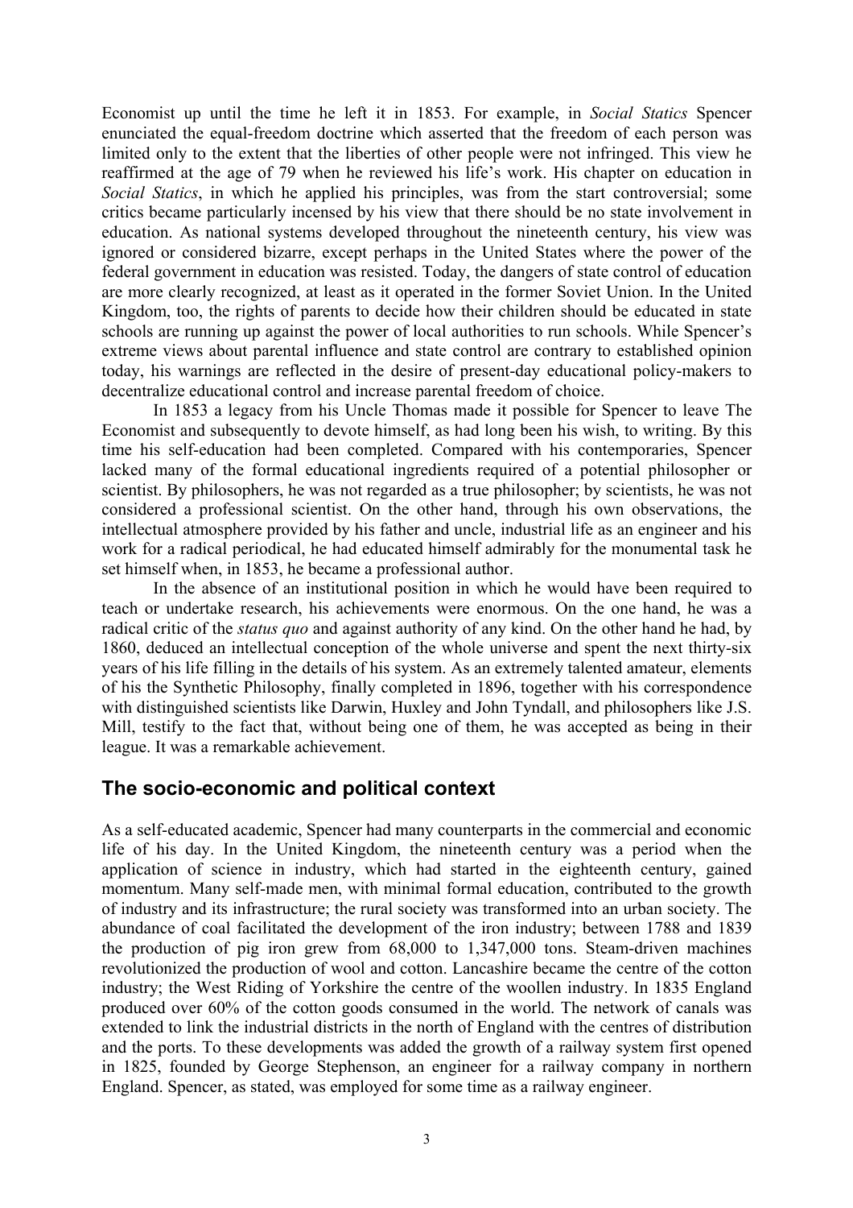Economist up until the time he left it in 1853. For example, in *Social Statics* Spencer enunciated the equal-freedom doctrine which asserted that the freedom of each person was limited only to the extent that the liberties of other people were not infringed. This view he reaffirmed at the age of 79 when he reviewed his life's work. His chapter on education in *Social Statics*, in which he applied his principles, was from the start controversial; some critics became particularly incensed by his view that there should be no state involvement in education. As national systems developed throughout the nineteenth century, his view was ignored or considered bizarre, except perhaps in the United States where the power of the federal government in education was resisted. Today, the dangers of state control of education are more clearly recognized, at least as it operated in the former Soviet Union. In the United Kingdom, too, the rights of parents to decide how their children should be educated in state schools are running up against the power of local authorities to run schools. While Spencer's extreme views about parental influence and state control are contrary to established opinion today, his warnings are reflected in the desire of present-day educational policy-makers to decentralize educational control and increase parental freedom of choice.

In 1853 a legacy from his Uncle Thomas made it possible for Spencer to leave The Economist and subsequently to devote himself, as had long been his wish, to writing. By this time his self-education had been completed. Compared with his contemporaries, Spencer lacked many of the formal educational ingredients required of a potential philosopher or scientist. By philosophers, he was not regarded as a true philosopher; by scientists, he was not considered a professional scientist. On the other hand, through his own observations, the intellectual atmosphere provided by his father and uncle, industrial life as an engineer and his work for a radical periodical, he had educated himself admirably for the monumental task he set himself when, in 1853, he became a professional author.

In the absence of an institutional position in which he would have been required to teach or undertake research, his achievements were enormous. On the one hand, he was a radical critic of the *status quo* and against authority of any kind. On the other hand he had, by 1860, deduced an intellectual conception of the whole universe and spent the next thirty-six years of his life filling in the details of his system. As an extremely talented amateur, elements of his the Synthetic Philosophy, finally completed in 1896, together with his correspondence with distinguished scientists like Darwin, Huxley and John Tyndall, and philosophers like J.S. Mill, testify to the fact that, without being one of them, he was accepted as being in their league. It was a remarkable achievement.

## The socio-economic and political context

As a self-educated academic, Spencer had many counterparts in the commercial and economic life of his day. In the United Kingdom, the nineteenth century was a period when the application of science in industry, which had started in the eighteenth century, gained momentum. Many self-made men, with minimal formal education, contributed to the growth of industry and its infrastructure; the rural society was transformed into an urban society. The abundance of coal facilitated the development of the iron industry; between 1788 and 1839 the production of pig iron grew from 68,000 to 1,347,000 tons. Steam-driven machines revolutionized the production of wool and cotton. Lancashire became the centre of the cotton industry; the West Riding of Yorkshire the centre of the woollen industry. In 1835 England produced over 60% of the cotton goods consumed in the world. The network of canals was extended to link the industrial districts in the north of England with the centres of distribution and the ports. To these developments was added the growth of a railway system first opened in 1825, founded by George Stephenson, an engineer for a railway company in northern England. Spencer, as stated, was employed for some time as a railway engineer.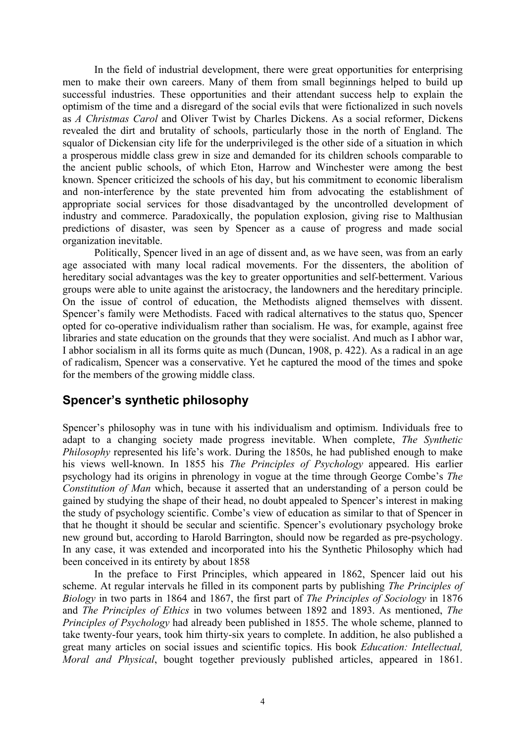In the field of industrial development, there were great opportunities for enterprising men to make their own careers. Many of them from small beginnings helped to build up successful industries. These opportunities and their attendant success help to explain the optimism of the time and a disregard of the social evils that were fictionalized in such novels as *A Christmas Carol* and Oliver Twist by Charles Dickens. As a social reformer, Dickens revealed the dirt and brutality of schools, particularly those in the north of England. The squalor of Dickensian city life for the underprivileged is the other side of a situation in which a prosperous middle class grew in size and demanded for its children schools comparable to the ancient public schools, of which Eton, Harrow and Winchester were among the best known. Spencer criticized the schools of his day, but his commitment to economic liberalism and non-interference by the state prevented him from advocating the establishment of appropriate social services for those disadvantaged by the uncontrolled development of industry and commerce. Paradoxically, the population explosion, giving rise to Malthusian predictions of disaster, was seen by Spencer as a cause of progress and made social organization inevitable.

Politically, Spencer lived in an age of dissent and, as we have seen, was from an early age associated with many local radical movements. For the dissenters, the abolition of hereditary social advantages was the key to greater opportunities and self-betterment. Various groups were able to unite against the aristocracy, the landowners and the hereditary principle. On the issue of control of education, the Methodists aligned themselves with dissent. Spencer's family were Methodists. Faced with radical alternatives to the status quo, Spencer opted for co-operative individualism rather than socialism. He was, for example, against free libraries and state education on the grounds that they were socialist. And much as I abhor war, I abhor socialism in all its forms quite as much (Duncan, 1908, p. 422). As a radical in an age of radicalism, Spencer was a conservative. Yet he captured the mood of the times and spoke for the members of the growing middle class.

## Spencer's synthetic philosophy

Spencer's philosophy was in tune with his individualism and optimism. Individuals free to adapt to a changing society made progress inevitable. When complete, *The Synthetic Philosophy* represented his life's work. During the 1850s, he had published enough to make his views well-known. In 1855 his *The Principles of Psychology* appeared. His earlier psychology had its origins in phrenology in vogue at the time through George Combe's *The Constitution of Man* which, because it asserted that an understanding of a person could be gained by studying the shape of their head, no doubt appealed to Spencer's interest in making the study of psychology scientific. Combe's view of education as similar to that of Spencer in that he thought it should be secular and scientific. Spencer's evolutionary psychology broke new ground but, according to Harold Barrington, should now be regarded as pre-psychology. In any case, it was extended and incorporated into his the Synthetic Philosophy which had been conceived in its entirety by about 1858

In the preface to First Principles, which appeared in 1862, Spencer laid out his scheme. At regular intervals he filled in its component parts by publishing *The Principles of Biology* in two parts in 1864 and 1867, the first part of *The Principles of Sociology* in 1876 and *The Principles of Ethics* in two volumes between 1892 and 1893. As mentioned, *The Principles of Psychology* had already been published in 1855. The whole scheme, planned to take twenty-four years, took him thirty-six years to complete. In addition, he also published a great many articles on social issues and scientific topics. His book *Education: Intellectual, Moral and Physical*, bought together previously published articles, appeared in 1861.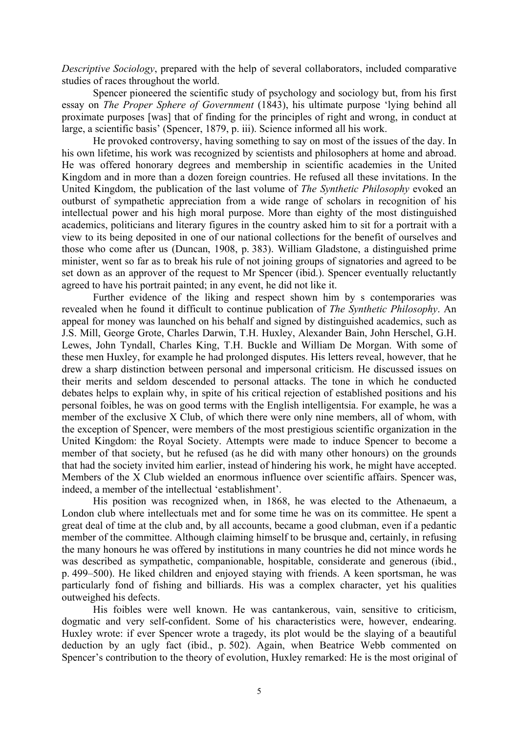*Descriptive Sociology*, prepared with the help of several collaborators, included comparative studies of races throughout the world.

Spencer pioneered the scientific study of psychology and sociology but, from his first essay on *The Proper Sphere of Government* (1843), his ultimate purpose 'lying behind all proximate purposes [was] that of finding for the principles of right and wrong, in conduct at large, a scientific basis' (Spencer, 1879, p. iii). Science informed all his work.

He provoked controversy, having something to say on most of the issues of the day. In his own lifetime, his work was recognized by scientists and philosophers at home and abroad. He was offered honorary degrees and membership in scientific academies in the United Kingdom and in more than a dozen foreign countries. He refused all these invitations. In the United Kingdom, the publication of the last volume of *The Synthetic Philosophy* evoked an outburst of sympathetic appreciation from a wide range of scholars in recognition of his intellectual power and his high moral purpose. More than eighty of the most distinguished academics, politicians and literary figures in the country asked him to sit for a portrait with a view to its being deposited in one of our national collections for the benefit of ourselves and those who come after us (Duncan, 1908, p. 383). William Gladstone, a distinguished prime minister, went so far as to break his rule of not joining groups of signatories and agreed to be set down as an approver of the request to Mr Spencer (ibid.). Spencer eventually reluctantly agreed to have his portrait painted; in any event, he did not like it.

Further evidence of the liking and respect shown him by s contemporaries was revealed when he found it difficult to continue publication of *The Synthetic Philosophy*. An appeal for money was launched on his behalf and signed by distinguished academics, such as J.S. Mill, George Grote, Charles Darwin, T.H. Huxley, Alexander Bain, John Herschel, G.H. Lewes, John Tyndall, Charles King, T.H. Buckle and William De Morgan. With some of these men Huxley, for example he had prolonged disputes. His letters reveal, however, that he drew a sharp distinction between personal and impersonal criticism. He discussed issues on their merits and seldom descended to personal attacks. The tone in which he conducted debates helps to explain why, in spite of his critical rejection of established positions and his personal foibles, he was on good terms with the English intelligentsia. For example, he was a member of the exclusive X Club, of which there were only nine members, all of whom, with the exception of Spencer, were members of the most prestigious scientific organization in the United Kingdom: the Royal Society. Attempts were made to induce Spencer to become a member of that society, but he refused (as he did with many other honours) on the grounds that had the society invited him earlier, instead of hindering his work, he might have accepted. Members of the X Club wielded an enormous influence over scientific affairs. Spencer was, indeed, a member of the intellectual 'establishment'.

His position was recognized when, in 1868, he was elected to the Athenaeum, a London club where intellectuals met and for some time he was on its committee. He spent a great deal of time at the club and, by all accounts, became a good clubman, even if a pedantic member of the committee. Although claiming himself to be brusque and, certainly, in refusing the many honours he was offered by institutions in many countries he did not mince words he was described as sympathetic, companionable, hospitable, considerate and generous (ibid., p. 499–500). He liked children and enjoyed staying with friends. A keen sportsman, he was particularly fond of fishing and billiards. His was a complex character, yet his qualities outweighed his defects.

His foibles were well known. He was cantankerous, vain, sensitive to criticism, dogmatic and very self-confident. Some of his characteristics were, however, endearing. Huxley wrote: if ever Spencer wrote a tragedy, its plot would be the slaying of a beautiful deduction by an ugly fact (ibid., p. 502). Again, when Beatrice Webb commented on Spencer's contribution to the theory of evolution, Huxley remarked: He is the most original of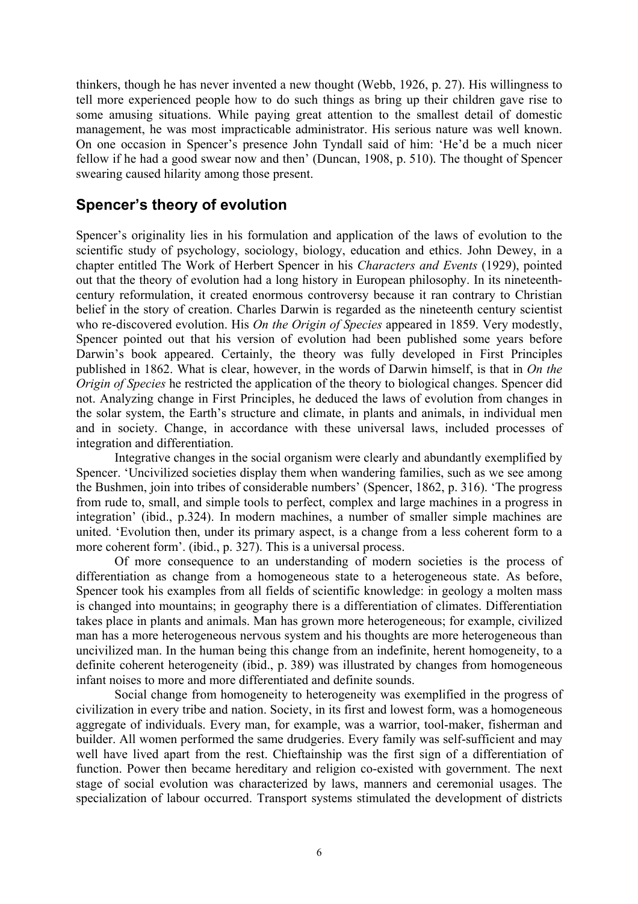thinkers, though he has never invented a new thought (Webb, 1926, p. 27). His willingness to tell more experienced people how to do such things as bring up their children gave rise to some amusing situations. While paying great attention to the smallest detail of domestic management, he was most impracticable administrator. His serious nature was well known. On one occasion in Spencer's presence John Tyndall said of him: 'He'd be a much nicer fellow if he had a good swear now and then' (Duncan, 1908, p. 510). The thought of Spencer swearing caused hilarity among those present.

## Spencer's theory of evolution

Spencer's originality lies in his formulation and application of the laws of evolution to the scientific study of psychology, sociology, biology, education and ethics. John Dewey, in a chapter entitled The Work of Herbert Spencer in his *Characters and Events* (1929), pointed out that the theory of evolution had a long history in European philosophy. In its nineteenth-century reformulation, it created enormous controversy because it ran contrary to Christian belief in the story of creation. Charles Darwin is regarded as the nineteenth century scientist who re-discovered evolution. His *On the Origin of Species* appeared in 1859. Very modestly, Spencer pointed out that his version of evolution had been published some years before Darwin's book appeared. Certainly, the theory was fully developed in First Principles published in 1862. What is clear, however, in the words of Darwin himself, is that in *On the Origin of Species* he restricted the application of the theory to biological changes. Spencer did not. Analyzing change in First Principles, he deduced the laws of evolution from changes in the solar system, the Earth's structure and climate, in plants and animals, in individual men and in society. Change, in accordance with these universal laws, included processes of integration and differentiation.

Integrative changes in the social organism were clearly and abundantly exemplified by Spencer. 'Uncivilized societies display them when wandering families, such as we see among the Bushmen, join into tribes of considerable numbers' (Spencer, 1862, p. 316). 'The progress from rude to, small, and simple tools to perfect, complex and large machines in a progress in integration' (ibid., p.324). In modern machines, a number of smaller simple machines are united. 'Evolution then, under its primary aspect, is a change from a less coherent form to a more coherent form'. (ibid., p. 327). This is a universal process.

Of more consequence to an understanding of modern societies is the process of differentiation as change from a homogeneous state to a heterogeneous state. As before, Spencer took his examples from all fields of scientific knowledge: in geology a molten mass is changed into mountains; in geography there is a differentiation of climates. Differentiation takes place in plants and animals. Man has grown more heterogeneous; for example, civilized man has a more heterogeneous nervous system and his thoughts are more heterogeneous than uncivilized man. In the human being this change from an indefinite, herent homogeneity, to a definite coherent heterogeneity (ibid., p. 389) was illustrated by changes from homogeneous infant noises to more and more differentiated and definite sounds.

Social change from homogeneity to heterogeneity was exemplified in the progress of civilization in every tribe and nation. Society, in its first and lowest form, was a homogeneous aggregate of individuals. Every man, for example, was a warrior, tool-maker, fisherman and builder. All women performed the same drudgeries. Every family was self-sufficient and may well have lived apart from the rest. Chieftainship was the first sign of a differentiation of function. Power then became hereditary and religion co-existed with government. The next stage of social evolution was characterized by laws, manners and ceremonial usages. The specialization of labour occurred. Transport systems stimulated the development of districts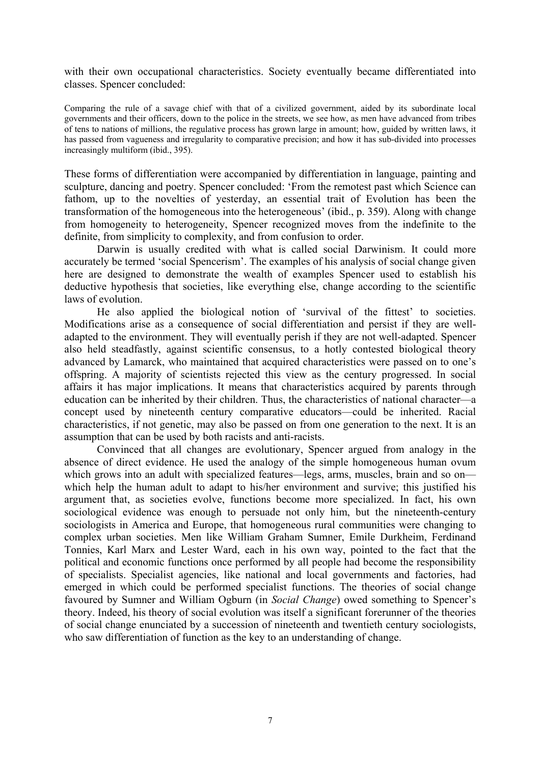with their own occupational characteristics. Society eventually became differentiated into classes. Spencer concluded:

> Comparing the rule of a savage chief with that of a civilized government, aided by its subordinate local governments and their officers, down to the police in the streets, we see how, as men have advanced from tribes of tens to nations of millions, the regulative process has grown large in amount; how, guided by written laws, it has passed from vagueness and irregularity to comparative precision; and how it has sub-divided into processes increasingly multiform (ibid., 395).

These forms of differentiation were accompanied by differentiation in language, painting and sculpture, dancing and poetry. Spencer concluded: 'From the remotest past which Science can fathom, up to the novelties of yesterday, an essential trait of Evolution has been the transformation of the homogeneous into the heterogeneous' (ibid., p. 359). Along with change from homogeneity to heterogeneity, Spencer recognized moves from the indefinite to the definite, from simplicity to complexity, and from confusion to order.

Darwin is usually credited with what is called social Darwinism. It could more accurately be termed 'social Spencerism'. The examples of his analysis of social change given here are designed to demonstrate the wealth of examples Spencer used to establish his deductive hypothesis that societies, like everything else, change according to the scientific laws of evolution.

He also applied the biological notion of 'survival of the fittest' to societies. Modifications arise as a consequence of social differentiation and persist if they are well-adapted to the environment. They will eventually perish if they are not well-adapted. Spencer also held steadfastly, against scientific consensus, to a hotly contested biological theory advanced by Lamarck, who maintained that acquired characteristics were passed on to one's offspring. A majority of scientists rejected this view as the century progressed. In social affairs it has major implications. It means that characteristics acquired by parents through education can be inherited by their children. Thus, the characteristics of national character—a concept used by nineteenth century comparative educators—could be inherited. Racial characteristics, if not genetic, may also be passed on from one generation to the next. It is an assumption that can be used by both racists and anti-racists.

Convinced that all changes are evolutionary, Spencer argued from analogy in the absence of direct evidence. He used the analogy of the simple homogeneous human ovum which grows into an adult with specialized features—legs, arms, muscles, brain and so on—which help the human adult to adapt to his/her environment and survive; this justified his argument that, as societies evolve, functions become more specialized. In fact, his own sociological evidence was enough to persuade not only him, but the nineteenth-century sociologists in America and Europe, that homogeneous rural communities were changing to complex urban societies. Men like William Graham Sumner, Emile Durkheim, Ferdinand Tonnies, Karl Marx and Lester Ward, each in his own way, pointed to the fact that the political and economic functions once performed by all people had become the responsibility of specialists. Specialist agencies, like national and local governments and factories, had emerged in which could be performed specialist functions. The theories of social change favoured by Sumner and William Ogburn (in *Social Change*) owed something to Spencer's theory. Indeed, his theory of social evolution was itself a significant forerunner of the theories of social change enunciated by a succession of nineteenth and twentieth century sociologists, who saw differentiation of function as the key to an understanding of change.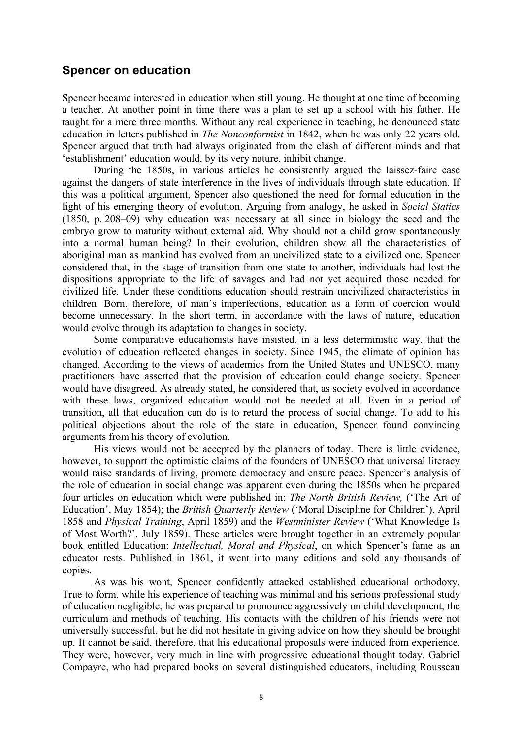## Spencer on education

Spencer became interested in education when still young. He thought at one time of becoming a teacher. At another point in time there was a plan to set up a school with his father. He taught for a mere three months. Without any real experience in teaching, he denounced state education in letters published in *The Nonconformist* in 1842, when he was only 22 years old. Spencer argued that truth had always originated from the clash of different minds and that 'establishment' education would, by its very nature, inhibit change.

During the 1850s, in various articles he consistently argued the laissez-faire case against the dangers of state interference in the lives of individuals through state education. If this was a political argument, Spencer also questioned the need for formal education in the light of his emerging theory of evolution. Arguing from analogy, he asked in *Social Statics* (1850, p. 208–09) why education was necessary at all since in biology the seed and the embryo grow to maturity without external aid. Why should not a child grow spontaneously into a normal human being? In their evolution, children show all the characteristics of aboriginal man as mankind has evolved from an uncivilized state to a civilized one. Spencer considered that, in the stage of transition from one state to another, individuals had lost the dispositions appropriate to the life of savages and had not yet acquired those needed for civilized life. Under these conditions education should restrain uncivilized characteristics in children. Born, therefore, of man's imperfections, education as a form of coercion would become unnecessary. In the short term, in accordance with the laws of nature, education would evolve through its adaptation to changes in society.

Some comparative educationists have insisted, in a less deterministic way, that the evolution of education reflected changes in society. Since 1945, the climate of opinion has changed. According to the views of academics from the United States and UNESCO, many practitioners have asserted that the provision of education could change society. Spencer would have disagreed. As already stated, he considered that, as society evolved in accordance with these laws, organized education would not be needed at all. Even in a period of transition, all that education can do is to retard the process of social change. To add to his political objections about the role of the state in education, Spencer found convincing arguments from his theory of evolution.

His views would not be accepted by the planners of today. There is little evidence, however, to support the optimistic claims of the founders of UNESCO that universal literacy would raise standards of living, promote democracy and ensure peace. Spencer's analysis of the role of education in social change was apparent even during the 1850s when he prepared four articles on education which were published in: *The North British Review,* ('The Art of Education', May 1854); the *British Quarterly Review* ('Moral Discipline for Children'), April 1858 and *Physical Training*, April 1859) and the *Westminister Review* ('What Knowledge Is of Most Worth?', July 1859). These articles were brought together in an extremely popular book entitled Education: *Intellectual, Moral and Physical*, on which Spencer's fame as an educator rests. Published in 1861, it went into many editions and sold any thousands of copies.

As was his wont, Spencer confidently attacked established educational orthodoxy. True to form, while his experience of teaching was minimal and his serious professional study of education negligible, he was prepared to pronounce aggressively on child development, the curriculum and methods of teaching. His contacts with the children of his friends were not universally successful, but he did not hesitate in giving advice on how they should be brought up. It cannot be said, therefore, that his educational proposals were induced from experience. They were, however, very much in line with progressive educational thought today. Gabriel Compayre, who had prepared books on several distinguished educators, including Rousseau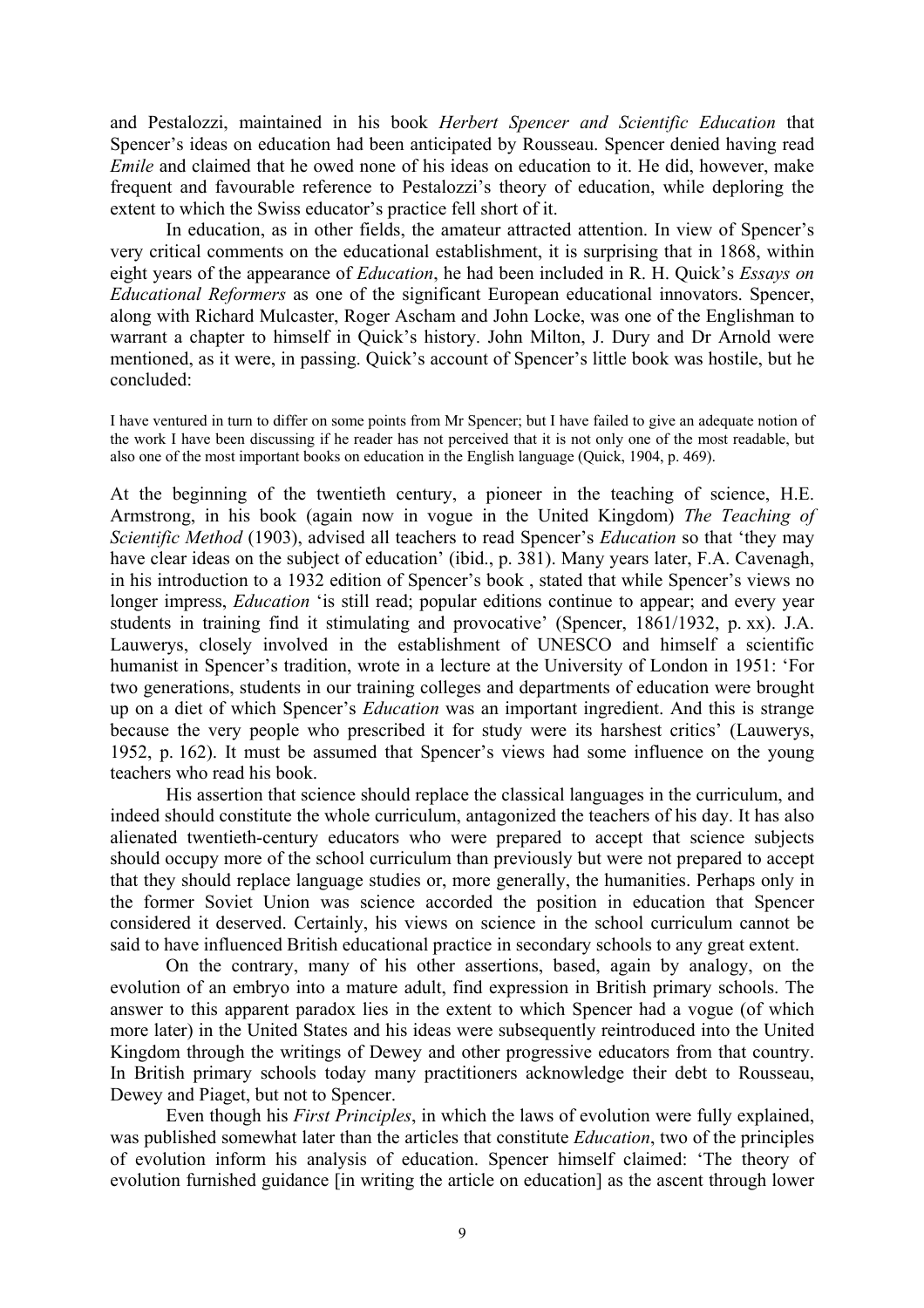and Pestalozzi, maintained in his book *Herbert Spencer and Scientific Education* that Spencer's ideas on education had been anticipated by Rousseau. Spencer denied having read *Emile* and claimed that he owed none of his ideas on education to it. He did, however, make frequent and favourable reference to Pestalozzi's theory of education, while deploring the extent to which the Swiss educator's practice fell short of it.

In education, as in other fields, the amateur attracted attention. In view of Spencer's very critical comments on the educational establishment, it is surprising that in 1868, within eight years of the appearance of *Education*, he had been included in R. H. Quick's *Essays on Educational Reformers* as one of the significant European educational innovators. Spencer, along with Richard Mulcaster, Roger Ascham and John Locke, was one of the Englishman to warrant a chapter to himself in Quick's history. John Milton, J. Dury and Dr Arnold were mentioned, as it were, in passing. Quick's account of Spencer's little book was hostile, but he concluded:

> I have ventured in turn to differ on some points from Mr Spencer; but I have failed to give an adequate notion of the work I have been discussing if he reader has not perceived that it is not only one of the most readable, but also one of the most important books on education in the English language (Quick, 1904, p. 469).

At the beginning of the twentieth century, a pioneer in the teaching of science, H.E. Armstrong, in his book (again now in vogue in the United Kingdom) *The Teaching of Scientific Method* (1903), advised all teachers to read Spencer's *Education* so that 'they may have clear ideas on the subject of education' (ibid., p. 381). Many years later, F.A. Cavenagh, in his introduction to a 1932 edition of Spencer's book , stated that while Spencer's views no longer impress, *Education* 'is still read; popular editions continue to appear; and every year students in training find it stimulating and provocative' (Spencer, 1861/1932, p. xx). J.A. Lauwerys, closely involved in the establishment of UNESCO and himself a scientific humanist in Spencer's tradition, wrote in a lecture at the University of London in 1951: 'For two generations, students in our training colleges and departments of education were brought up on a diet of which Spencer's *Education* was an important ingredient. And this is strange because the very people who prescribed it for study were its harshest critics' (Lauwerys, 1952, p. 162). It must be assumed that Spencer's views had some influence on the young teachers who read his book.

His assertion that science should replace the classical languages in the curriculum, and indeed should constitute the whole curriculum, antagonized the teachers of his day. It has also alienated twentieth-century educators who were prepared to accept that science subjects should occupy more of the school curriculum than previously but were not prepared to accept that they should replace language studies or, more generally, the humanities. Perhaps only in the former Soviet Union was science accorded the position in education that Spencer considered it deserved. Certainly, his views on science in the school curriculum cannot be said to have influenced British educational practice in secondary schools to any great extent.

On the contrary, many of his other assertions, based, again by analogy, on the evolution of an embryo into a mature adult, find expression in British primary schools. The answer to this apparent paradox lies in the extent to which Spencer had a vogue (of which more later) in the United States and his ideas were subsequently reintroduced into the United Kingdom through the writings of Dewey and other progressive educators from that country. In British primary schools today many practitioners acknowledge their debt to Rousseau, Dewey and Piaget, but not to Spencer.

Even though his *First Principles*, in which the laws of evolution were fully explained, was published somewhat later than the articles that constitute *Education*, two of the principles of evolution inform his analysis of education. Spencer himself claimed: 'The theory of evolution furnished guidance [in writing the article on education] as the ascent through lower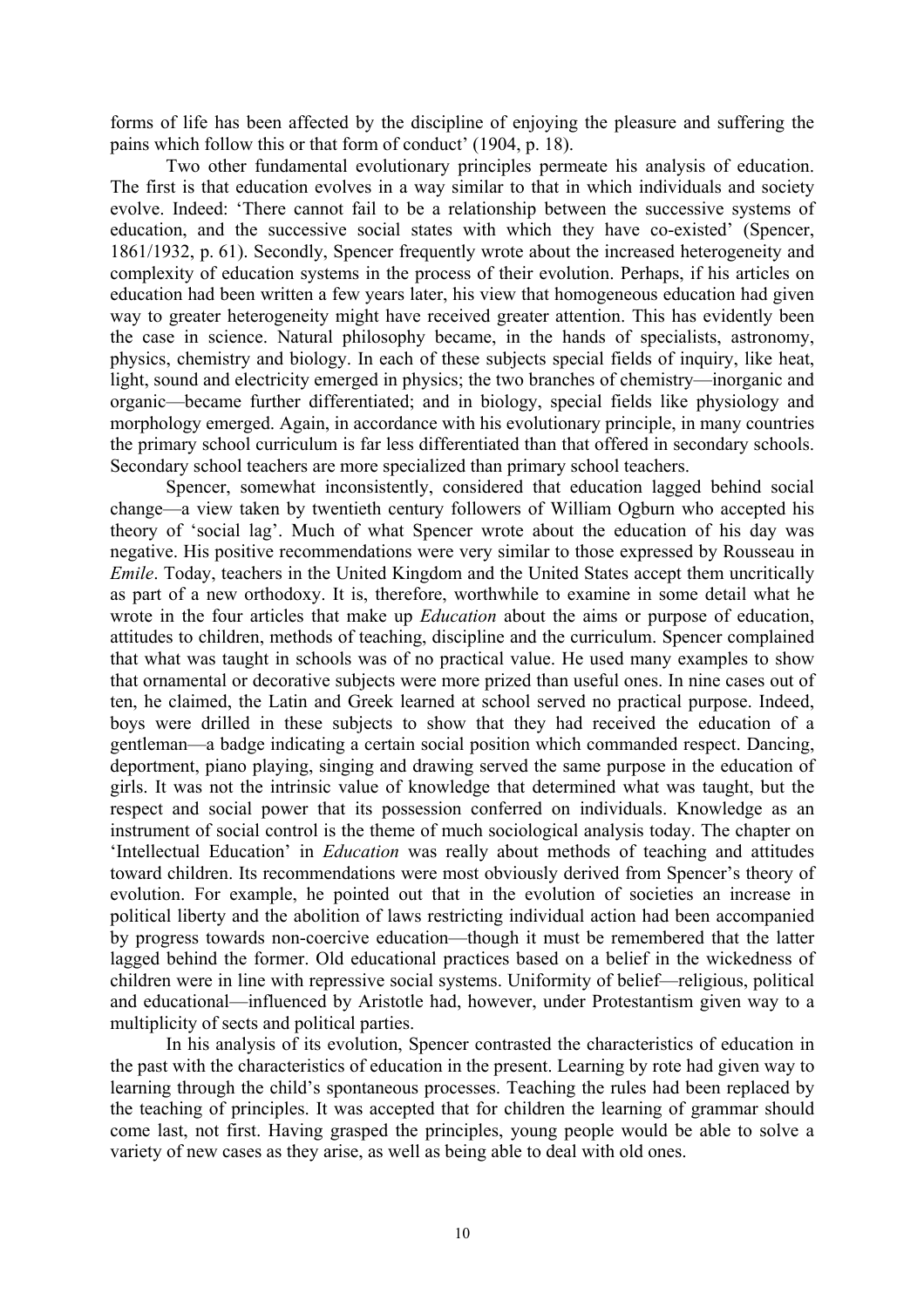forms of life has been affected by the discipline of enjoying the pleasure and suffering the pains which follow this or that form of conduct' (1904, p. 18).

Two other fundamental evolutionary principles permeate his analysis of education. The first is that education evolves in a way similar to that in which individuals and society evolve. Indeed: 'There cannot fail to be a relationship between the successive systems of education, and the successive social states with which they have co-existed' (Spencer, 1861/1932, p. 61). Secondly, Spencer frequently wrote about the increased heterogeneity and complexity of education systems in the process of their evolution. Perhaps, if his articles on education had been written a few years later, his view that homogeneous education had given way to greater heterogeneity might have received greater attention. This has evidently been the case in science. Natural philosophy became, in the hands of specialists, astronomy, physics, chemistry and biology. In each of these subjects special fields of inquiry, like heat, light, sound and electricity emerged in physics; the two branches of chemistry—inorganic and organic—became further differentiated; and in biology, special fields like physiology and morphology emerged. Again, in accordance with his evolutionary principle, in many countries the primary school curriculum is far less differentiated than that offered in secondary schools. Secondary school teachers are more specialized than primary school teachers.

Spencer, somewhat inconsistently, considered that education lagged behind social change—a view taken by twentieth century followers of William Ogburn who accepted his theory of 'social lag'. Much of what Spencer wrote about the education of his day was negative. His positive recommendations were very similar to those expressed by Rousseau in *Emile*. Today, teachers in the United Kingdom and the United States accept them uncritically as part of a new orthodoxy. It is, therefore, worthwhile to examine in some detail what he wrote in the four articles that make up *Education* about the aims or purpose of education, attitudes to children, methods of teaching, discipline and the curriculum. Spencer complained that what was taught in schools was of no practical value. He used many examples to show that ornamental or decorative subjects were more prized than useful ones. In nine cases out of ten, he claimed, the Latin and Greek learned at school served no practical purpose. Indeed, boys were drilled in these subjects to show that they had received the education of a gentleman—a badge indicating a certain social position which commanded respect. Dancing, deportment, piano playing, singing and drawing served the same purpose in the education of girls. It was not the intrinsic value of knowledge that determined what was taught, but the respect and social power that its possession conferred on individuals. Knowledge as an instrument of social control is the theme of much sociological analysis today. The chapter on 'Intellectual Education' in *Education* was really about methods of teaching and attitudes toward children. Its recommendations were most obviously derived from Spencer's theory of evolution. For example, he pointed out that in the evolution of societies an increase in political liberty and the abolition of laws restricting individual action had been accompanied by progress towards non-coercive education—though it must be remembered that the latter lagged behind the former. Old educational practices based on a belief in the wickedness of children were in line with repressive social systems. Uniformity of belief—religious, political and educational—influenced by Aristotle had, however, under Protestantism given way to a multiplicity of sects and political parties.

In his analysis of its evolution, Spencer contrasted the characteristics of education in the past with the characteristics of education in the present. Learning by rote had given way to learning through the child's spontaneous processes. Teaching the rules had been replaced by the teaching of principles. It was accepted that for children the learning of grammar should come last, not first. Having grasped the principles, young people would be able to solve a variety of new cases as they arise, as well as being able to deal with old ones.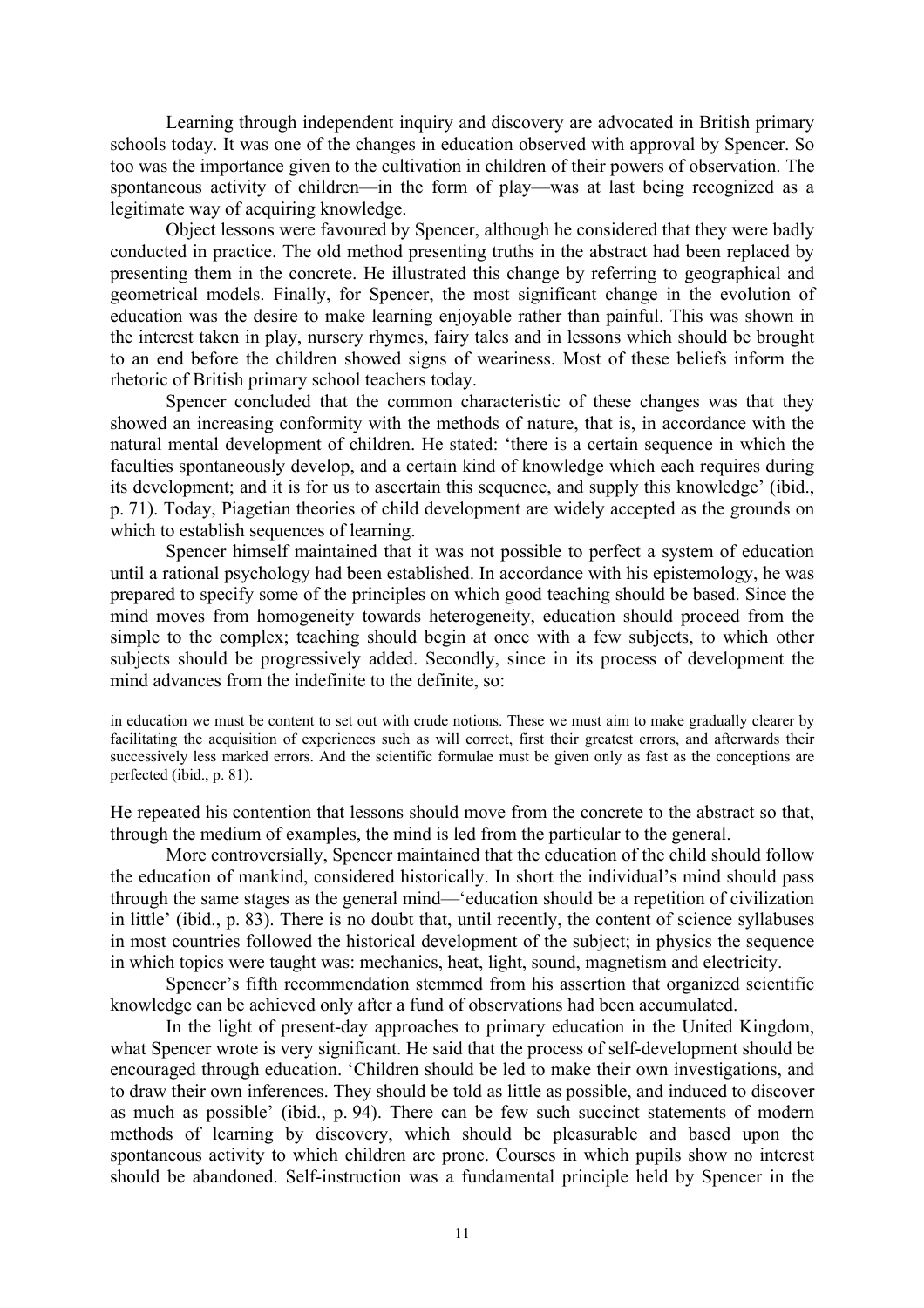Learning through independent inquiry and discovery are advocated in British primary schools today. It was one of the changes in education observed with approval by Spencer. So too was the importance given to the cultivation in children of their powers of observation. The spontaneous activity of children—in the form of play—was at last being recognized as a legitimate way of acquiring knowledge.

Object lessons were favoured by Spencer, although he considered that they were badly conducted in practice. The old method presenting truths in the abstract had been replaced by presenting them in the concrete. He illustrated this change by referring to geographical and geometrical models. Finally, for Spencer, the most significant change in the evolution of education was the desire to make learning enjoyable rather than painful. This was shown in the interest taken in play, nursery rhymes, fairy tales and in lessons which should be brought to an end before the children showed signs of weariness. Most of these beliefs inform the rhetoric of British primary school teachers today.

Spencer concluded that the common characteristic of these changes was that they showed an increasing conformity with the methods of nature, that is, in accordance with the natural mental development of children. He stated: 'there is a certain sequence in which the faculties spontaneously develop, and a certain kind of knowledge which each requires during its development; and it is for us to ascertain this sequence, and supply this knowledge' (ibid., p. 71). Today, Piagetian theories of child development are widely accepted as the grounds on which to establish sequences of learning.

Spencer himself maintained that it was not possible to perfect a system of education until a rational psychology had been established. In accordance with his epistemology, he was prepared to specify some of the principles on which good teaching should be based. Since the mind moves from homogeneity towards heterogeneity, education should proceed from the simple to the complex; teaching should begin at once with a few subjects, to which other subjects should be progressively added. Secondly, since in its process of development the mind advances from the indefinite to the definite, so:

> in education we must be content to set out with crude notions. These we must aim to make gradually clearer by facilitating the acquisition of experiences such as will correct, first their greatest errors, and afterwards their successively less marked errors. And the scientific formulae must be given only as fast as the conceptions are perfected (ibid., p. 81).

He repeated his contention that lessons should move from the concrete to the abstract so that, through the medium of examples, the mind is led from the particular to the general.

More controversially, Spencer maintained that the education of the child should follow the education of mankind, considered historically. In short the individual's mind should pass through the same stages as the general mind—'education should be a repetition of civilization in little' (ibid., p. 83). There is no doubt that, until recently, the content of science syllabuses in most countries followed the historical development of the subject; in physics the sequence in which topics were taught was: mechanics, heat, light, sound, magnetism and electricity.

Spencer's fifth recommendation stemmed from his assertion that organized scientific knowledge can be achieved only after a fund of observations had been accumulated.

In the light of present-day approaches to primary education in the United Kingdom, what Spencer wrote is very significant. He said that the process of self-development should be encouraged through education. 'Children should be led to make their own investigations, and to draw their own inferences. They should be told as little as possible, and induced to discover as much as possible' (ibid., p. 94). There can be few such succinct statements of modern methods of learning by discovery, which should be pleasurable and based upon the spontaneous activity to which children are prone. Courses in which pupils show no interest should be abandoned. Self-instruction was a fundamental principle held by Spencer in the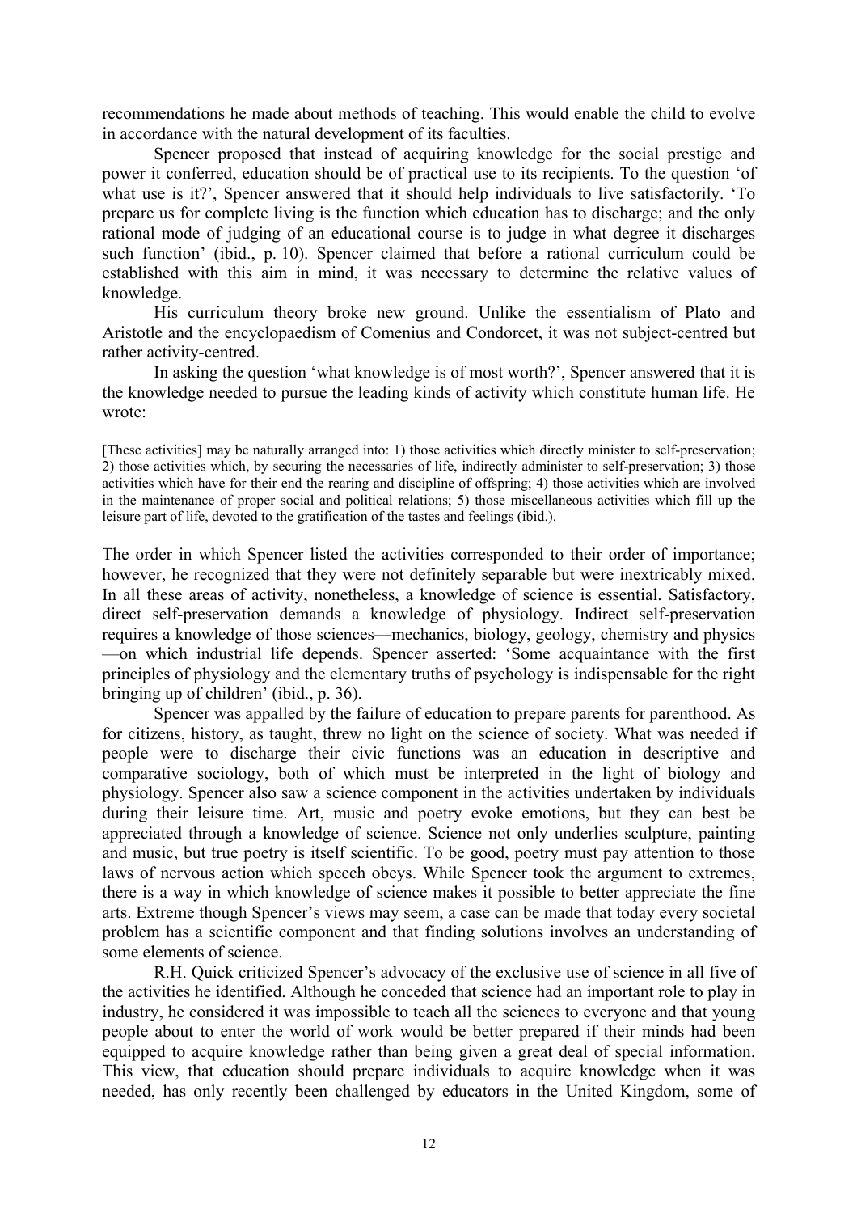recommendations he made about methods of teaching. This would enable the child to evolve in accordance with the natural development of its faculties.

Spencer proposed that instead of acquiring knowledge for the social prestige and power it conferred, education should be of practical use to its recipients. To the question 'of what use is it?', Spencer answered that it should help individuals to live satisfactorily. 'To prepare us for complete living is the function which education has to discharge; and the only rational mode of judging of an educational course is to judge in what degree it discharges such function' (ibid., p. 10). Spencer claimed that before a rational curriculum could be established with this aim in mind, it was necessary to determine the relative values of knowledge.

His curriculum theory broke new ground. Unlike the essentialism of Plato and Aristotle and the encyclopaedism of Comenius and Condorcet, it was not subject-centred but rather activity-centred.

In asking the question 'what knowledge is of most worth?', Spencer answered that it is the knowledge needed to pursue the leading kinds of activity which constitute human life. He wrote:

> [These activities] may be naturally arranged into: 1) those activities which directly minister to self-preservation; 2) those activities which, by securing the necessaries of life, indirectly administer to self-preservation; 3) those activities which have for their end the rearing and discipline of offspring; 4) those activities which are involved in the maintenance of proper social and political relations; 5) those miscellaneous activities which fill up the leisure part of life, devoted to the gratification of the tastes and feelings (ibid.).

The order in which Spencer listed the activities corresponded to their order of importance; however, he recognized that they were not definitely separable but were inextricably mixed. In all these areas of activity, nonetheless, a knowledge of science is essential. Satisfactory, direct self-preservation demands a knowledge of physiology. Indirect self-preservation requires a knowledge of those sciences—mechanics, biology, geology, chemistry and physics—on which industrial life depends. Spencer asserted: 'Some acquaintance with the first principles of physiology and the elementary truths of psychology is indispensable for the right bringing up of children' (ibid., p. 36).

Spencer was appalled by the failure of education to prepare parents for parenthood. As for citizens, history, as taught, threw no light on the science of society. What was needed if people were to discharge their civic functions was an education in descriptive and comparative sociology, both of which must be interpreted in the light of biology and physiology. Spencer also saw a science component in the activities undertaken by individuals during their leisure time. Art, music and poetry evoke emotions, but they can best be appreciated through a knowledge of science. Science not only underlies sculpture, painting and music, but true poetry is itself scientific. To be good, poetry must pay attention to those laws of nervous action which speech obeys. While Spencer took the argument to extremes, there is a way in which knowledge of science makes it possible to better appreciate the fine arts. Extreme though Spencer's views may seem, a case can be made that today every societal problem has a scientific component and that finding solutions involves an understanding of some elements of science.

R.H. Quick criticized Spencer's advocacy of the exclusive use of science in all five of the activities he identified. Although he conceded that science had an important role to play in industry, he considered it was impossible to teach all the sciences to everyone and that young people about to enter the world of work would be better prepared if their minds had been equipped to acquire knowledge rather than being given a great deal of special information. This view, that education should prepare individuals to acquire knowledge when it was needed, has only recently been challenged by educators in the United Kingdom, some of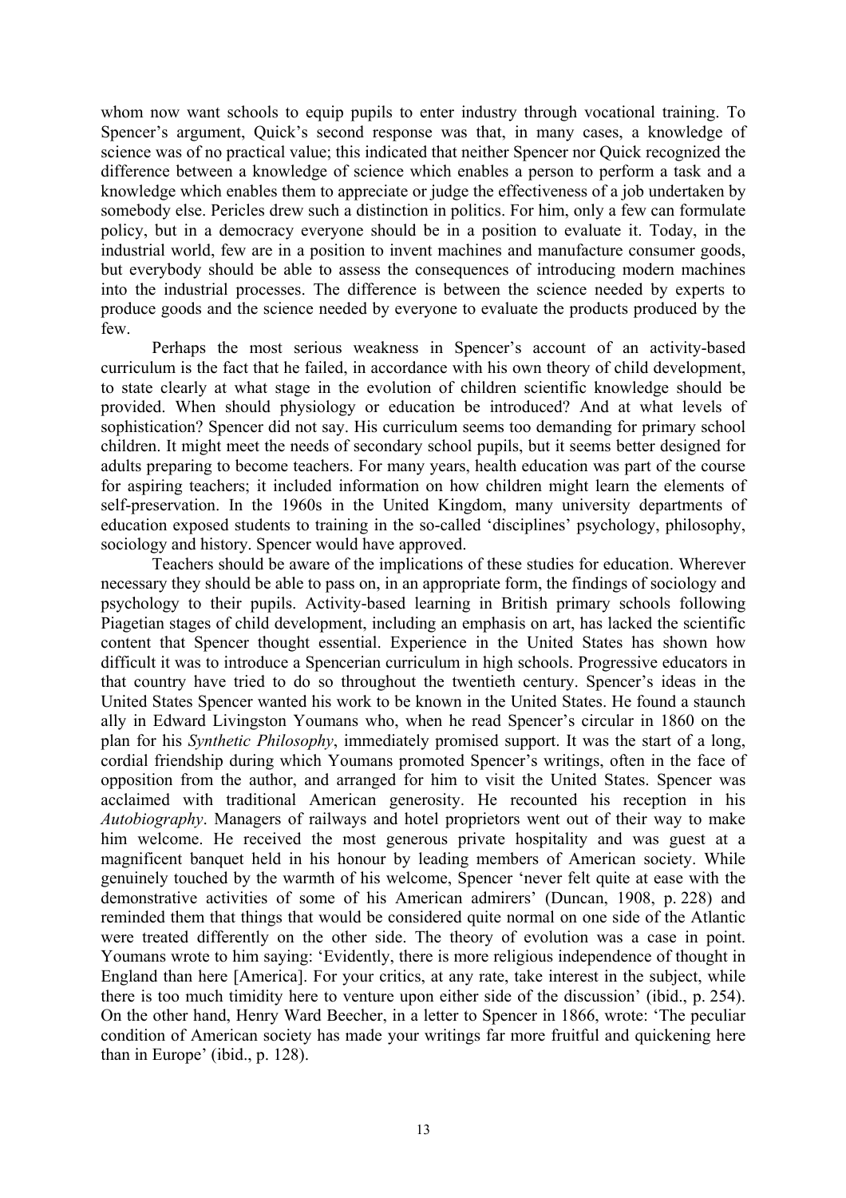whom now want schools to equip pupils to enter industry through vocational training. To Spencer's argument, Quick's second response was that, in many cases, a knowledge of science was of no practical value; this indicated that neither Spencer nor Quick recognized the difference between a knowledge of science which enables a person to perform a task and a knowledge which enables them to appreciate or judge the effectiveness of a job undertaken by somebody else. Pericles drew such a distinction in politics. For him, only a few can formulate policy, but in a democracy everyone should be in a position to evaluate it. Today, in the industrial world, few are in a position to invent machines and manufacture consumer goods, but everybody should be able to assess the consequences of introducing modern machines into the industrial processes. The difference is between the science needed by experts to produce goods and the science needed by everyone to evaluate the products produced by the few.

Perhaps the most serious weakness in Spencer's account of an activity-based curriculum is the fact that he failed, in accordance with his own theory of child development, to state clearly at what stage in the evolution of children scientific knowledge should be provided. When should physiology or education be introduced? And at what levels of sophistication? Spencer did not say. His curriculum seems too demanding for primary school children. It might meet the needs of secondary school pupils, but it seems better designed for adults preparing to become teachers. For many years, health education was part of the course for aspiring teachers; it included information on how children might learn the elements of self-preservation. In the 1960s in the United Kingdom, many university departments of education exposed students to training in the so-called 'disciplines' psychology, philosophy, sociology and history. Spencer would have approved.

Teachers should be aware of the implications of these studies for education. Wherever necessary they should be able to pass on, in an appropriate form, the findings of sociology and psychology to their pupils. Activity-based learning in British primary schools following Piagetian stages of child development, including an emphasis on art, has lacked the scientific content that Spencer thought essential. Experience in the United States has shown how difficult it was to introduce a Spencerian curriculum in high schools. Progressive educators in that country have tried to do so throughout the twentieth century. Spencer's ideas in the United States Spencer wanted his work to be known in the United States. He found a staunch ally in Edward Livingston Youmans who, when he read Spencer's circular in 1860 on the plan for his *Synthetic Philosophy*, immediately promised support. It was the start of a long, cordial friendship during which Youmans promoted Spencer's writings, often in the face of opposition from the author, and arranged for him to visit the United States. Spencer was acclaimed with traditional American generosity. He recounted his reception in his *Autobiography*. Managers of railways and hotel proprietors went out of their way to make him welcome. He received the most generous private hospitality and was guest at a magnificent banquet held in his honour by leading members of American society. While genuinely touched by the warmth of his welcome, Spencer 'never felt quite at ease with the demonstrative activities of some of his American admirers' (Duncan, 1908, p. 228) and reminded them that things that would be considered quite normal on one side of the Atlantic were treated differently on the other side. The theory of evolution was a case in point. Youmans wrote to him saying: 'Evidently, there is more religious independence of thought in England than here [America]. For your critics, at any rate, take interest in the subject, while there is too much timidity here to venture upon either side of the discussion' (ibid., p. 254). On the other hand, Henry Ward Beecher, in a letter to Spencer in 1866, wrote: 'The peculiar condition of American society has made your writings far more fruitful and quickening here than in Europe' (ibid., p. 128).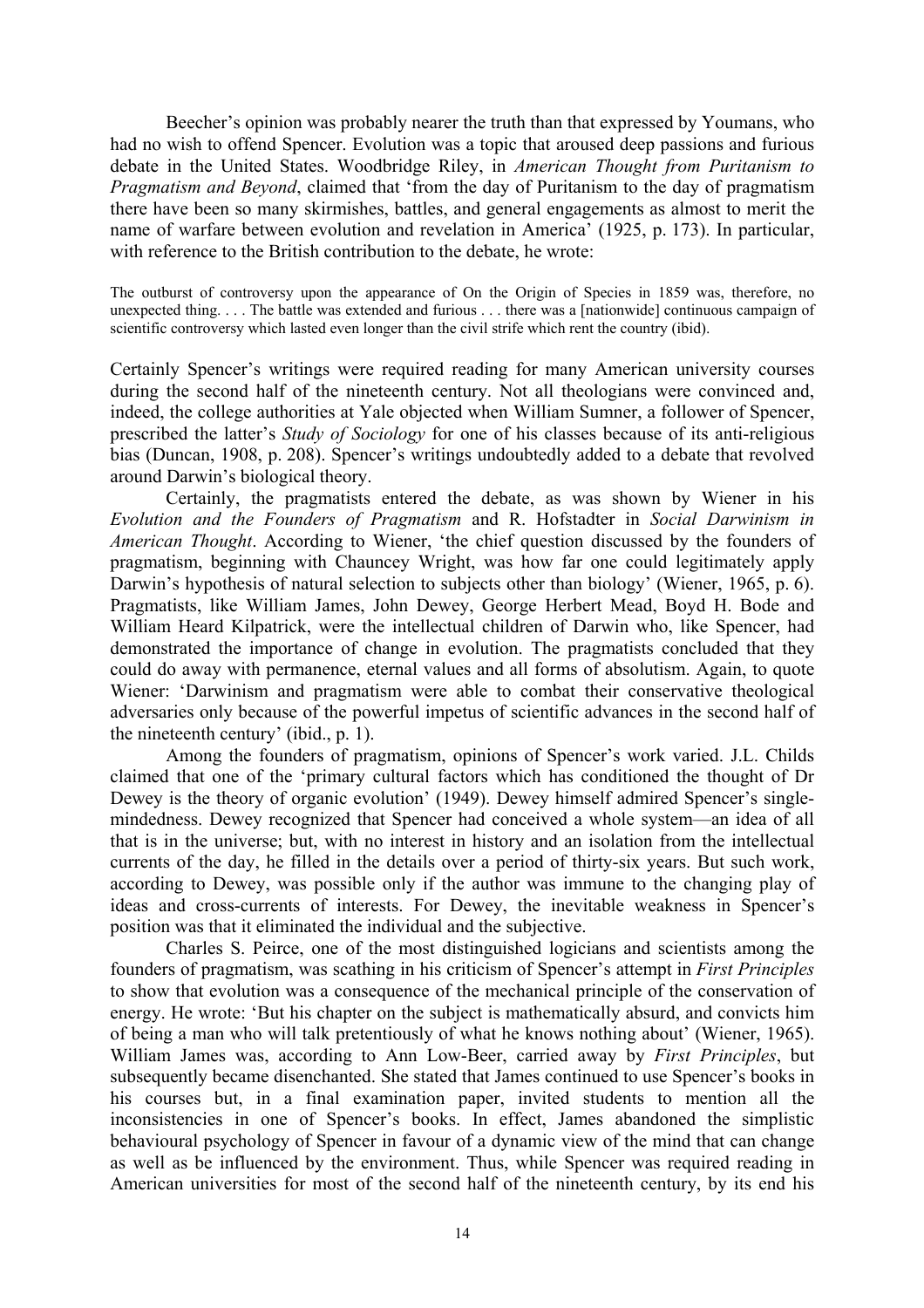Beecher's opinion was probably nearer the truth than that expressed by Youmans, who had no wish to offend Spencer. Evolution was a topic that aroused deep passions and furious debate in the United States. Woodbridge Riley, in *American Thought from Puritanism to Pragmatism and Beyond*, claimed that 'from the day of Puritanism to the day of pragmatism there have been so many skirmishes, battles, and general engagements as almost to merit the name of warfare between evolution and revelation in America' (1925, p. 173). In particular, with reference to the British contribution to the debate, he wrote:

> The outburst of controversy upon the appearance of On the Origin of Species in 1859 was, therefore, no unexpected thing. . . . The battle was extended and furious . . . there was a [nationwide] continuous campaign of scientific controversy which lasted even longer than the civil strife which rent the country (ibid).

Certainly Spencer's writings were required reading for many American university courses during the second half of the nineteenth century. Not all theologians were convinced and, indeed, the college authorities at Yale objected when William Sumner, a follower of Spencer, prescribed the latter's *Study of Sociology* for one of his classes because of its anti-religious bias (Duncan, 1908, p. 208). Spencer's writings undoubtedly added to a debate that revolved around Darwin's biological theory.

Certainly, the pragmatists entered the debate, as was shown by Wiener in his *Evolution and the Founders of Pragmatism* and R. Hofstadter in *Social Darwinism in American Thought*. According to Wiener, 'the chief question discussed by the founders of pragmatism, beginning with Chauncey Wright, was how far one could legitimately apply Darwin's hypothesis of natural selection to subjects other than biology' (Wiener, 1965, p. 6). Pragmatists, like William James, John Dewey, George Herbert Mead, Boyd H. Bode and William Heard Kilpatrick, were the intellectual children of Darwin who, like Spencer, had demonstrated the importance of change in evolution. The pragmatists concluded that they could do away with permanence, eternal values and all forms of absolutism. Again, to quote Wiener: 'Darwinism and pragmatism were able to combat their conservative theological adversaries only because of the powerful impetus of scientific advances in the second half of the nineteenth century' (ibid., p. 1).

Among the founders of pragmatism, opinions of Spencer's work varied. J.L. Childs claimed that one of the 'primary cultural factors which has conditioned the thought of Dr Dewey is the theory of organic evolution' (1949). Dewey himself admired Spencer's single-mindedness. Dewey recognized that Spencer had conceived a whole system—an idea of all that is in the universe; but, with no interest in history and an isolation from the intellectual currents of the day, he filled in the details over a period of thirty-six years. But such work, according to Dewey, was possible only if the author was immune to the changing play of ideas and cross-currents of interests. For Dewey, the inevitable weakness in Spencer's position was that it eliminated the individual and the subjective.

Charles S. Peirce, one of the most distinguished logicians and scientists among the founders of pragmatism, was scathing in his criticism of Spencer's attempt in *First Principles* to show that evolution was a consequence of the mechanical principle of the conservation of energy. He wrote: 'But his chapter on the subject is mathematically absurd, and convicts him of being a man who will talk pretentiously of what he knows nothing about' (Wiener, 1965). William James was, according to Ann Low-Beer, carried away by *First Principles*, but subsequently became disenchanted. She stated that James continued to use Spencer's books in his courses but, in a final examination paper, invited students to mention all the inconsistencies in one of Spencer's books. In effect, James abandoned the simplistic behavioural psychology of Spencer in favour of a dynamic view of the mind that can change as well as be influenced by the environment. Thus, while Spencer was required reading in American universities for most of the second half of the nineteenth century, by its end his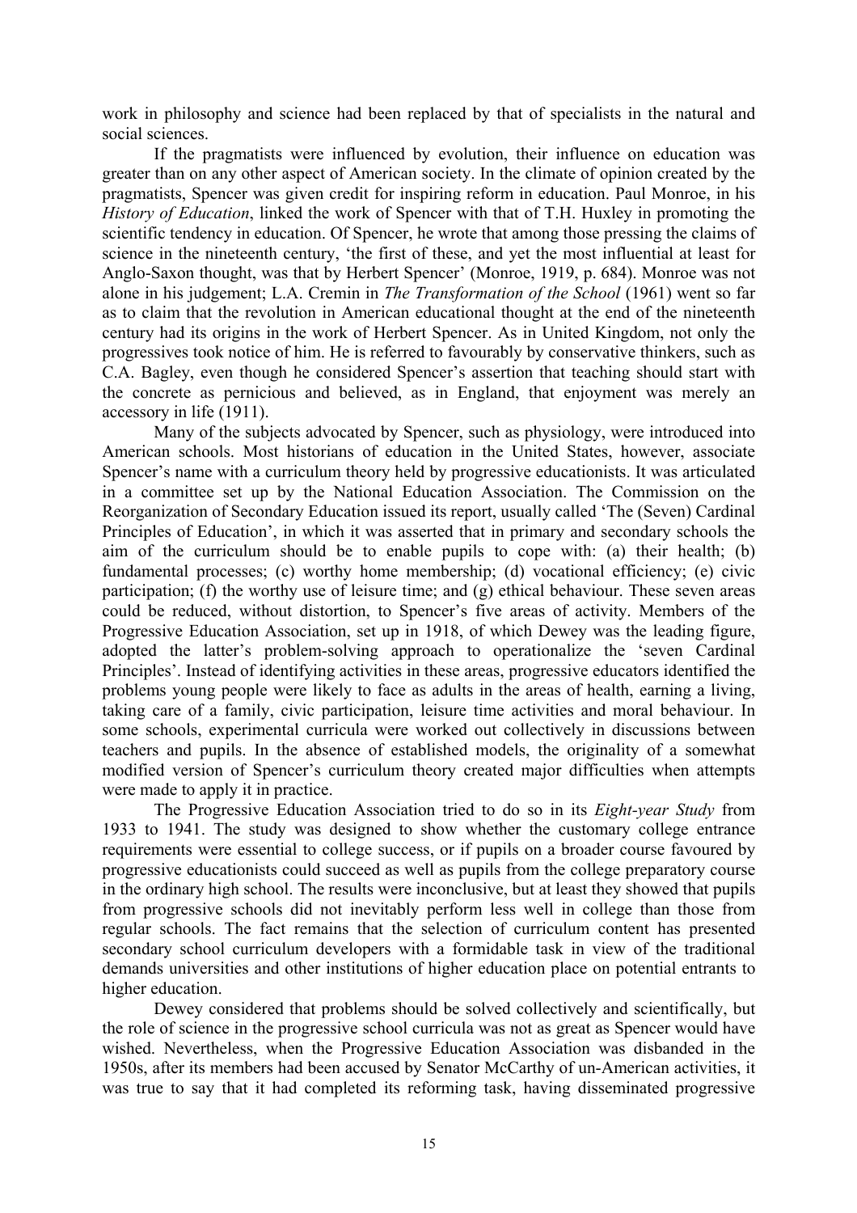work in philosophy and science had been replaced by that of specialists in the natural and social sciences.

If the pragmatists were influenced by evolution, their influence on education was greater than on any other aspect of American society. In the climate of opinion created by the pragmatists, Spencer was given credit for inspiring reform in education. Paul Monroe, in his *History of Education*, linked the work of Spencer with that of T.H. Huxley in promoting the scientific tendency in education. Of Spencer, he wrote that among those pressing the claims of science in the nineteenth century, 'the first of these, and yet the most influential at least for Anglo-Saxon thought, was that by Herbert Spencer' (Monroe, 1919, p. 684). Monroe was not alone in his judgement; L.A. Cremin in *The Transformation of the School* (1961) went so far as to claim that the revolution in American educational thought at the end of the nineteenth century had its origins in the work of Herbert Spencer. As in United Kingdom, not only the progressives took notice of him. He is referred to favourably by conservative thinkers, such as C.A. Bagley, even though he considered Spencer's assertion that teaching should start with the concrete as pernicious and believed, as in England, that enjoyment was merely an accessory in life (1911).

Many of the subjects advocated by Spencer, such as physiology, were introduced into American schools. Most historians of education in the United States, however, associate Spencer's name with a curriculum theory held by progressive educationists. It was articulated in a committee set up by the National Education Association. The Commission on the Reorganization of Secondary Education issued its report, usually called 'The (Seven) Cardinal Principles of Education', in which it was asserted that in primary and secondary schools the aim of the curriculum should be to enable pupils to cope with: (a) their health; (b) fundamental processes; (c) worthy home membership; (d) vocational efficiency; (e) civic participation; (f) the worthy use of leisure time; and (g) ethical behaviour. These seven areas could be reduced, without distortion, to Spencer's five areas of activity. Members of the Progressive Education Association, set up in 1918, of which Dewey was the leading figure, adopted the latter's problem-solving approach to operationalize the 'seven Cardinal Principles'. Instead of identifying activities in these areas, progressive educators identified the problems young people were likely to face as adults in the areas of health, earning a living, taking care of a family, civic participation, leisure time activities and moral behaviour. In some schools, experimental curricula were worked out collectively in discussions between teachers and pupils. In the absence of established models, the originality of a somewhat modified version of Spencer's curriculum theory created major difficulties when attempts were made to apply it in practice.

The Progressive Education Association tried to do so in its *Eight-year Study* from 1933 to 1941. The study was designed to show whether the customary college entrance requirements were essential to college success, or if pupils on a broader course favoured by progressive educationists could succeed as well as pupils from the college preparatory course in the ordinary high school. The results were inconclusive, but at least they showed that pupils from progressive schools did not inevitably perform less well in college than those from regular schools. The fact remains that the selection of curriculum content has presented secondary school curriculum developers with a formidable task in view of the traditional demands universities and other institutions of higher education place on potential entrants to higher education.

Dewey considered that problems should be solved collectively and scientifically, but the role of science in the progressive school curricula was not as great as Spencer would have wished. Nevertheless, when the Progressive Education Association was disbanded in the 1950s, after its members had been accused by Senator McCarthy of un-American activities, it was true to say that it had completed its reforming task, having disseminated progressive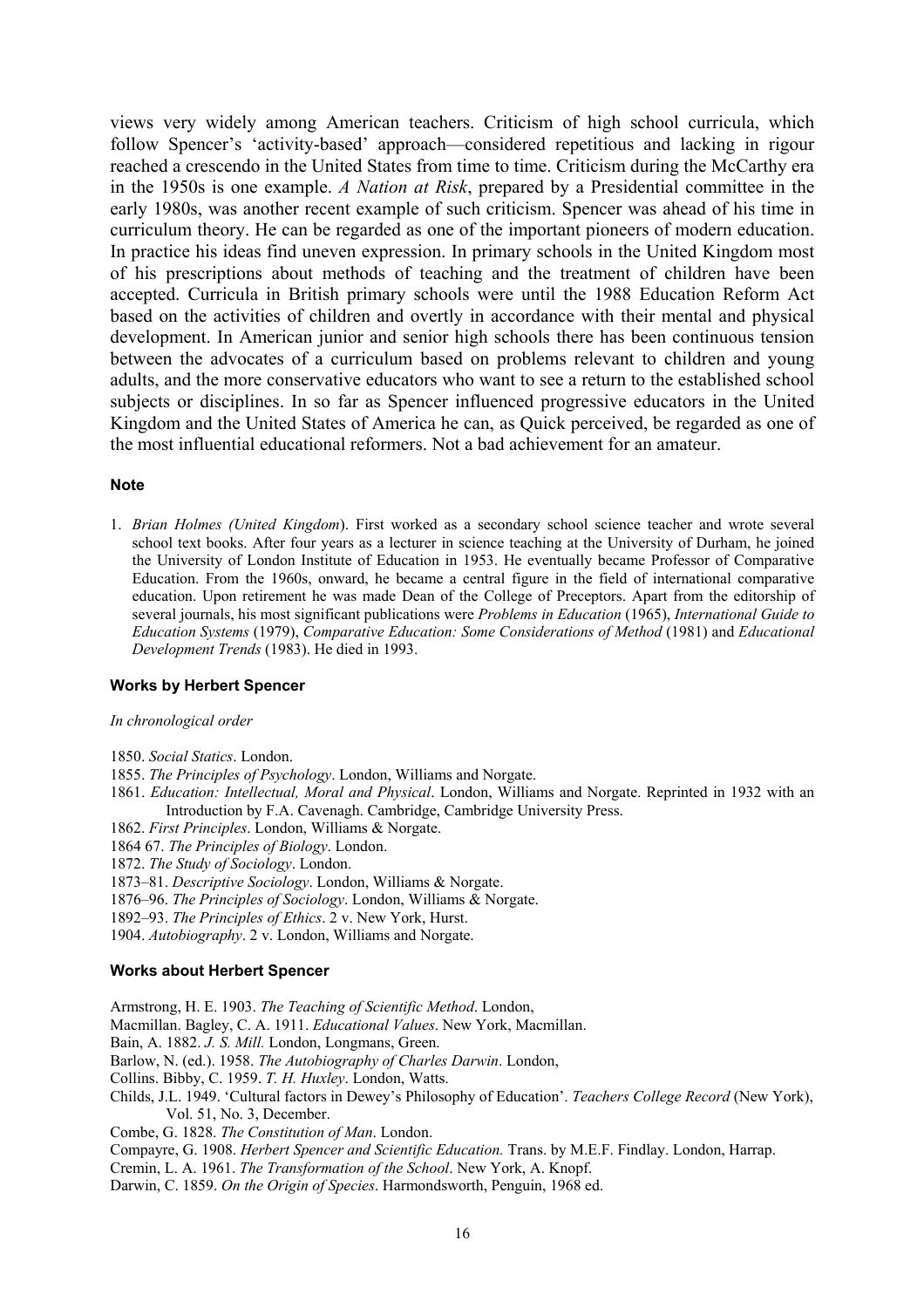views very widely among American teachers. Criticism of high school curricula, which follow Spencer's 'activity-based' approach—considered repetitious and lacking in rigour reached a crescendo in the United States from time to time. Criticism during the McCarthy era in the 1950s is one example. *A Nation at Risk*, prepared by a Presidential committee in the early 1980s, was another recent example of such criticism. Spencer was ahead of his time in curriculum theory. He can be regarded as one of the important pioneers of modern education. In practice his ideas find uneven expression. In primary schools in the United Kingdom most of his prescriptions about methods of teaching and the treatment of children have been accepted. Curricula in British primary schools were until the 1988 Education Reform Act based on the activities of children and overtly in accordance with their mental and physical development. In American junior and senior high schools there has been continuous tension between the advocates of a curriculum based on problems relevant to children and young adults, and the more conservative educators who want to see a return to the established school subjects or disciplines. In so far as Spencer influenced progressive educators in the United Kingdom and the United States of America he can, as Quick perceived, be regarded as one of the most influential educational reformers. Not a bad achievement for an amateur.

#### Note

1. *Brian Holmes (United Kingdom*). First worked as a secondary school science teacher and wrote several school text books. After four years as a lecturer in science teaching at the University of Durham, he joined the University of London Institute of Education in 1953. He eventually became Professor of Comparative Education. From the 1960s, onward, he became a central figure in the field of international comparative education. Upon retirement he was made Dean of the College of Preceptors. Apart from the editorship of several journals, his most significant publications were *Problems in Education* (1965), *International Guide to Education Systems* (1979), *Comparative Education: Some Considerations of Method* (1981) and *Educational Development Trends* (1983). He died in 1993.

#### Works by Herbert Spencer

*In chronological order*

1850. *Social Statics*. London.
1855. *The Principles of Psychology*. London, Williams and Norgate.
1861. *Education: Intellectual, Moral and Physical*. London, Williams and Norgate. Reprinted in 1932 with an Introduction by F.A. Cavenagh. Cambridge, Cambridge University Press.
1862. *First Principles*. London, Williams & Norgate.
1864 67. *The Principles of Biology*. London.
1872. *The Study of Sociology*. London.
1873–81. *Descriptive Sociology*. London, Williams & Norgate.
1876–96. *The Principles of Sociology*. London, Williams & Norgate.
1892–93. *The Principles of Ethics*. 2 v. New York, Hurst.
1904. *Autobiography*. 2 v. London, Williams and Norgate.

#### Works about Herbert Spencer

Armstrong, H. E. 1903. *The Teaching of Scientific Method*. London,
Macmillan. Bagley, C. A. 1911. *Educational Values*. New York, Macmillan.
Bain, A. 1882. *J. S. Mill.* London, Longmans, Green.
Barlow, N. (ed.). 1958. *The Autobiography of Charles Darwin*. London,
Collins. Bibby, C. 1959. *T. H. Huxley*. London, Watts.
Childs, J.L. 1949. 'Cultural factors in Dewey's Philosophy of Education'. *Teachers College Record* (New York), Vol. 51, No. 3, December.
Combe, G. 1828. *The Constitution of Man*. London.
Compayre, G. 1908. *Herbert Spencer and Scientific Education.* Trans. by M.E.F. Findlay. London, Harrap.
Cremin, L. A. 1961. *The Transformation of the School*. New York, A. Knopf.
Darwin, C. 1859. *On the Origin of Species*. Harmondsworth, Penguin, 1968 ed.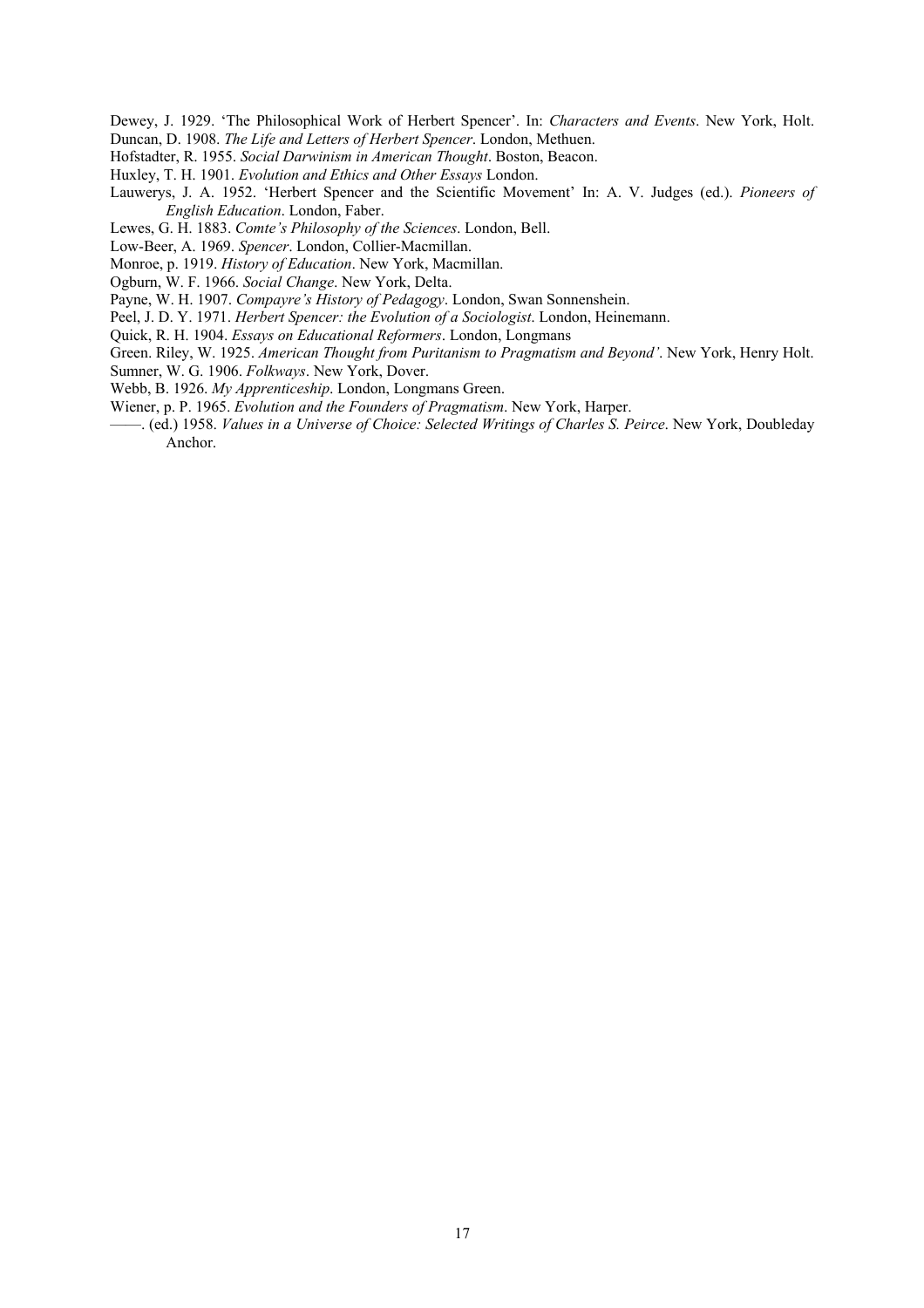Dewey, J. 1929. 'The Philosophical Work of Herbert Spencer'. In: *Characters and Events*. New York, Holt.

Duncan, D. 1908. *The Life and Letters of Herbert Spencer*. London, Methuen.

Hofstadter, R. 1955. *Social Darwinism in American Thought*. Boston, Beacon.

Huxley, T. H. 1901. *Evolution and Ethics and Other Essays* London.

Lauwerys, J. A. 1952. 'Herbert Spencer and the Scientific Movement' In: A. V. Judges (ed.). *Pioneers of English Education*. London, Faber.

Lewes, G. H. 1883. *Comte's Philosophy of the Sciences*. London, Bell.

Low-Beer, A. 1969. *Spencer*. London, Collier-Macmillan.

Monroe, p. 1919. *History of Education*. New York, Macmillan.

Ogburn, W. F. 1966. *Social Change*. New York, Delta.

Payne, W. H. 1907. *Compayre's History of Pedagogy*. London, Swan Sonnenshein.

Peel, J. D. Y. 1971. *Herbert Spencer: the Evolution of a Sociologist*. London, Heinemann.

Quick, R. H. 1904. *Essays on Educational Reformers*. London, Longmans

Green. Riley, W. 1925. *American Thought from Puritanism to Pragmatism and Beyond'*. New York, Henry Holt.

Sumner, W. G. 1906. *Folkways*. New York, Dover.

Webb, B. 1926. *My Apprenticeship*. London, Longmans Green.

Wiener, p. P. 1965. *Evolution and the Founders of Pragmatism*. New York, Harper.

——. (ed.) 1958. *Values in a Universe of Choice: Selected Writings of Charles S. Peirce*. New York, Doubleday Anchor.